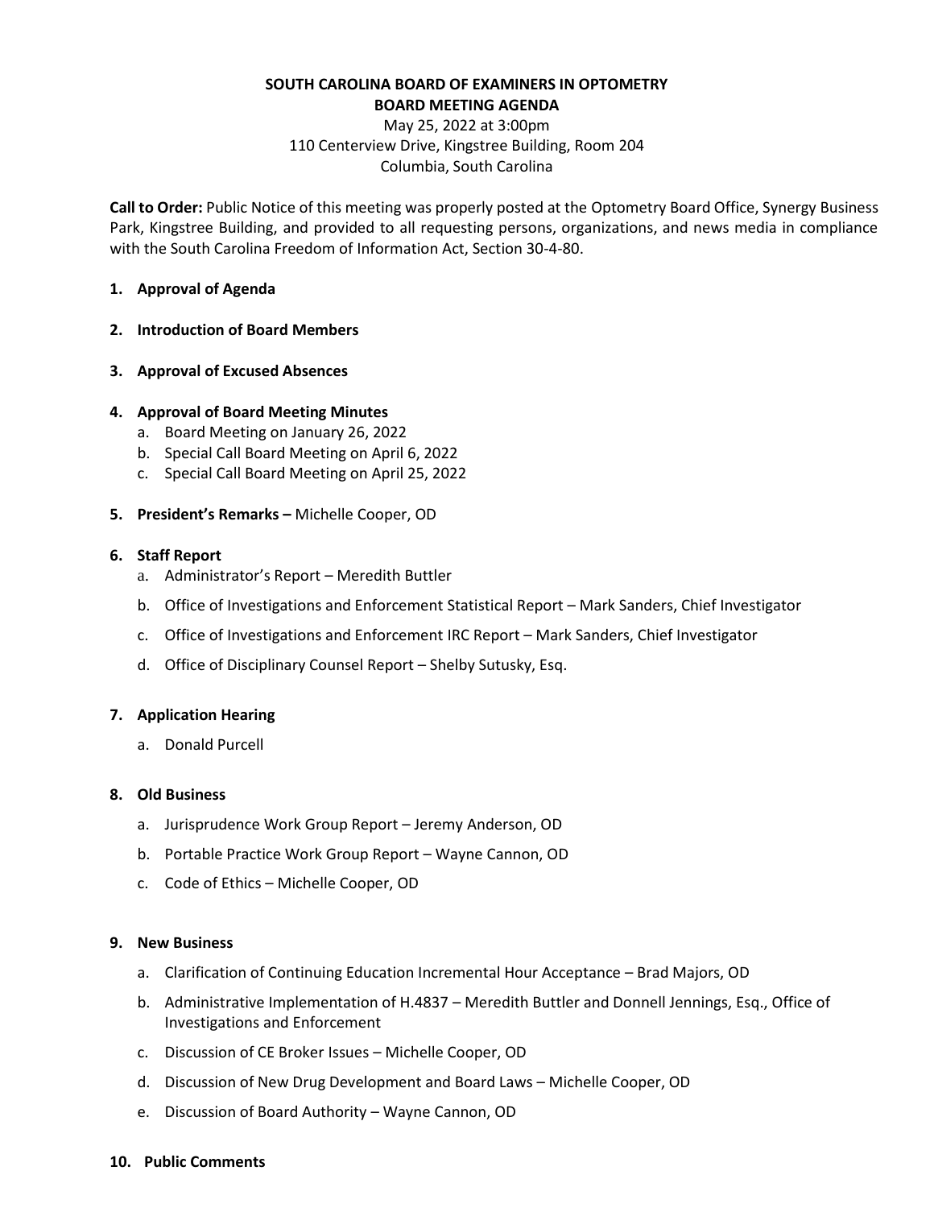# SOUTH CAROLINA BOARD OF EXAMINERS IN OPTOMETRY
## BOARD MEETING AGENDA

May 25, 2022 at 3:00pm
110 Centerview Drive, Kingstree Building, Room 204
Columbia, South Carolina

**Call to Order:** Public Notice of this meeting was properly posted at the Optometry Board Office, Synergy Business Park, Kingstree Building, and provided to all requesting persons, organizations, and news media in compliance with the South Carolina Freedom of Information Act, Section 30-4-80.

1. **Approval of Agenda**

2. **Introduction of Board Members**

3. **Approval of Excused Absences**

4. **Approval of Board Meeting Minutes**
   a. Board Meeting on January 26, 2022
   b. Special Call Board Meeting on April 6, 2022
   c. Special Call Board Meeting on April 25, 2022

5. **President's Remarks –** Michelle Cooper, OD

6. **Staff Report**
   a. Administrator's Report – Meredith Buttler
   b. Office of Investigations and Enforcement Statistical Report – Mark Sanders, Chief Investigator
   c. Office of Investigations and Enforcement IRC Report – Mark Sanders, Chief Investigator
   d. Office of Disciplinary Counsel Report – Shelby Sutusky, Esq.

7. **Application Hearing**
   a. Donald Purcell

8. **Old Business**
   a. Jurisprudence Work Group Report – Jeremy Anderson, OD
   b. Portable Practice Work Group Report – Wayne Cannon, OD
   c. Code of Ethics – Michelle Cooper, OD

9. **New Business**
   a. Clarification of Continuing Education Incremental Hour Acceptance – Brad Majors, OD
   b. Administrative Implementation of H.4837 – Meredith Buttler and Donnell Jennings, Esq., Office of Investigations and Enforcement
   c. Discussion of CE Broker Issues – Michelle Cooper, OD
   d. Discussion of New Drug Development and Board Laws – Michelle Cooper, OD
   e. Discussion of Board Authority – Wayne Cannon, OD

10. **Public Comments**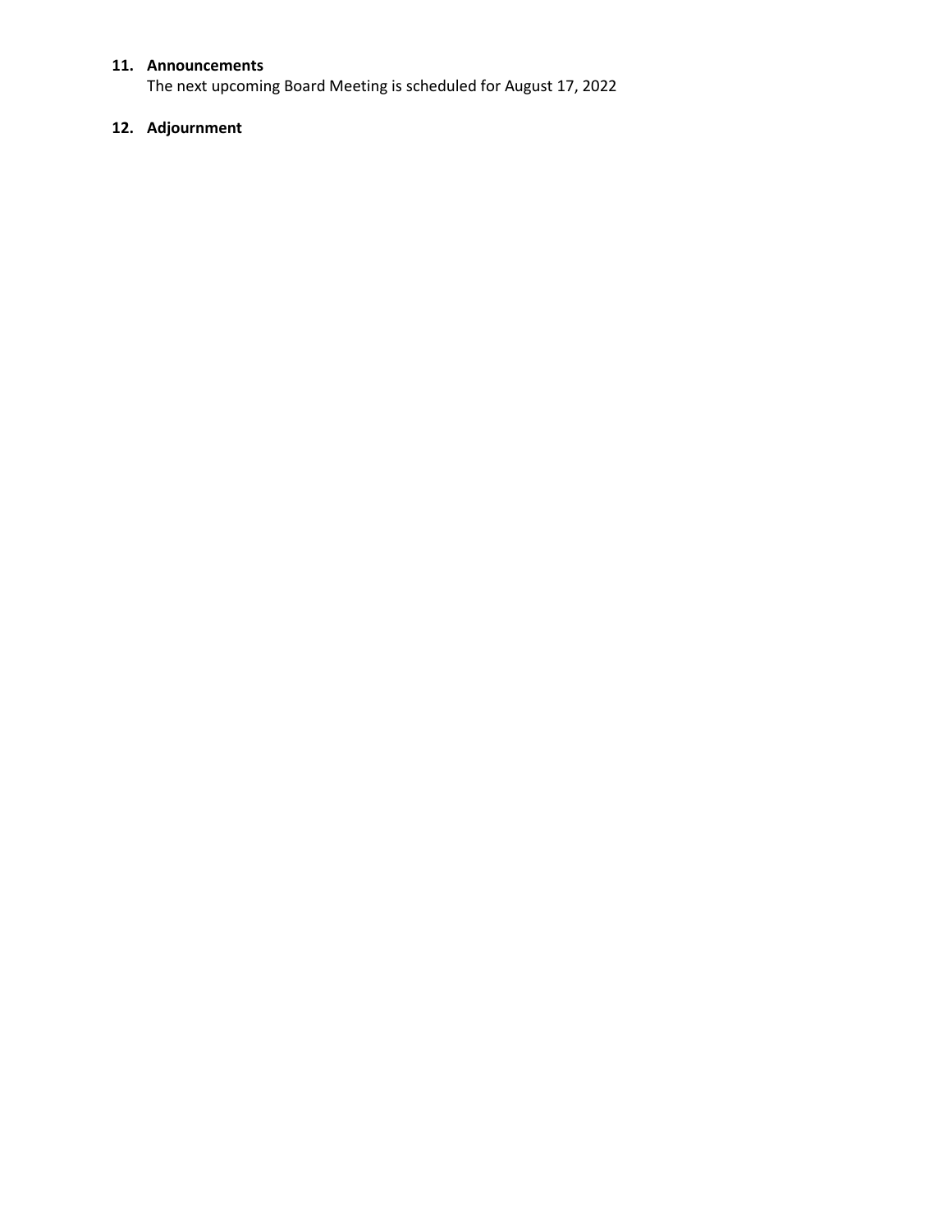**11. Announcements**

The next upcoming Board Meeting is scheduled for August 17, 2022

**12. Adjournment**